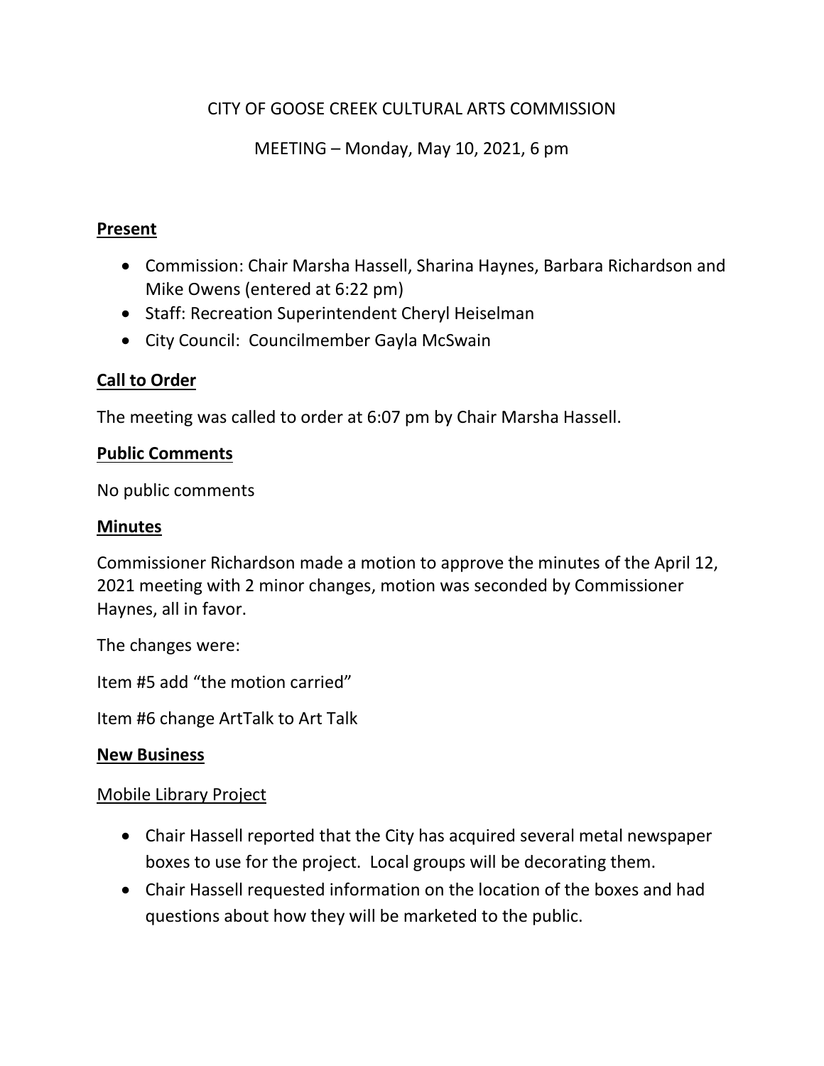CITY OF GOOSE CREEK CULTURAL ARTS COMMISSION

MEETING – Monday, May 10, 2021, 6 pm

**Present**

- Commission: Chair Marsha Hassell, Sharina Haynes, Barbara Richardson and Mike Owens (entered at 6:22 pm)
- Staff: Recreation Superintendent Cheryl Heiselman
- City Council: Councilmember Gayla McSwain

**Call to Order**

The meeting was called to order at 6:07 pm by Chair Marsha Hassell.

**Public Comments**

No public comments

**Minutes**

Commissioner Richardson made a motion to approve the minutes of the April 12, 2021 meeting with 2 minor changes, motion was seconded by Commissioner Haynes, all in favor.

The changes were:

Item #5 add "the motion carried"

Item #6 change ArtTalk to Art Talk

**New Business**

Mobile Library Project

- Chair Hassell reported that the City has acquired several metal newspaper boxes to use for the project. Local groups will be decorating them.
- Chair Hassell requested information on the location of the boxes and had questions about how they will be marketed to the public.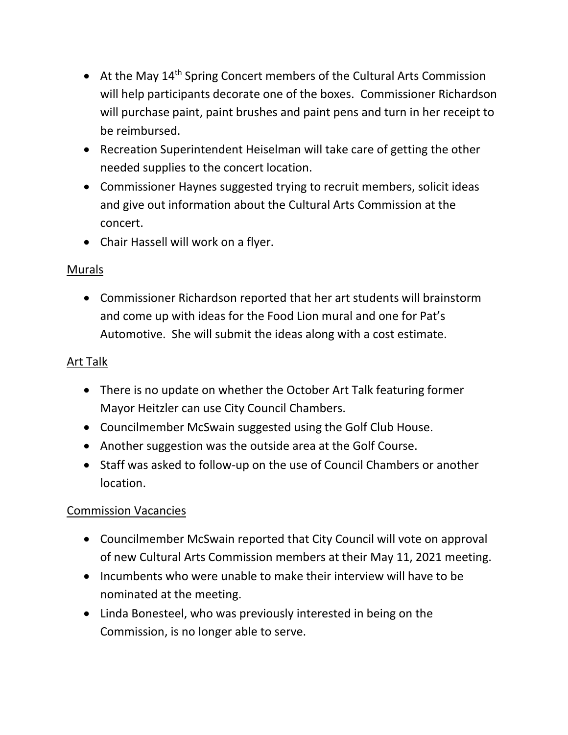- At the May 14th Spring Concert members of the Cultural Arts Commission will help participants decorate one of the boxes. Commissioner Richardson will purchase paint, paint brushes and paint pens and turn in her receipt to be reimbursed.
- Recreation Superintendent Heiselman will take care of getting the other needed supplies to the concert location.
- Commissioner Haynes suggested trying to recruit members, solicit ideas and give out information about the Cultural Arts Commission at the concert.
- Chair Hassell will work on a flyer.

Murals

- Commissioner Richardson reported that her art students will brainstorm and come up with ideas for the Food Lion mural and one for Pat's Automotive. She will submit the ideas along with a cost estimate.

Art Talk

- There is no update on whether the October Art Talk featuring former Mayor Heitzler can use City Council Chambers.
- Councilmember McSwain suggested using the Golf Club House.
- Another suggestion was the outside area at the Golf Course.
- Staff was asked to follow-up on the use of Council Chambers or another location.

Commission Vacancies

- Councilmember McSwain reported that City Council will vote on approval of new Cultural Arts Commission members at their May 11, 2021 meeting.
- Incumbents who were unable to make their interview will have to be nominated at the meeting.
- Linda Bonesteel, who was previously interested in being on the Commission, is no longer able to serve.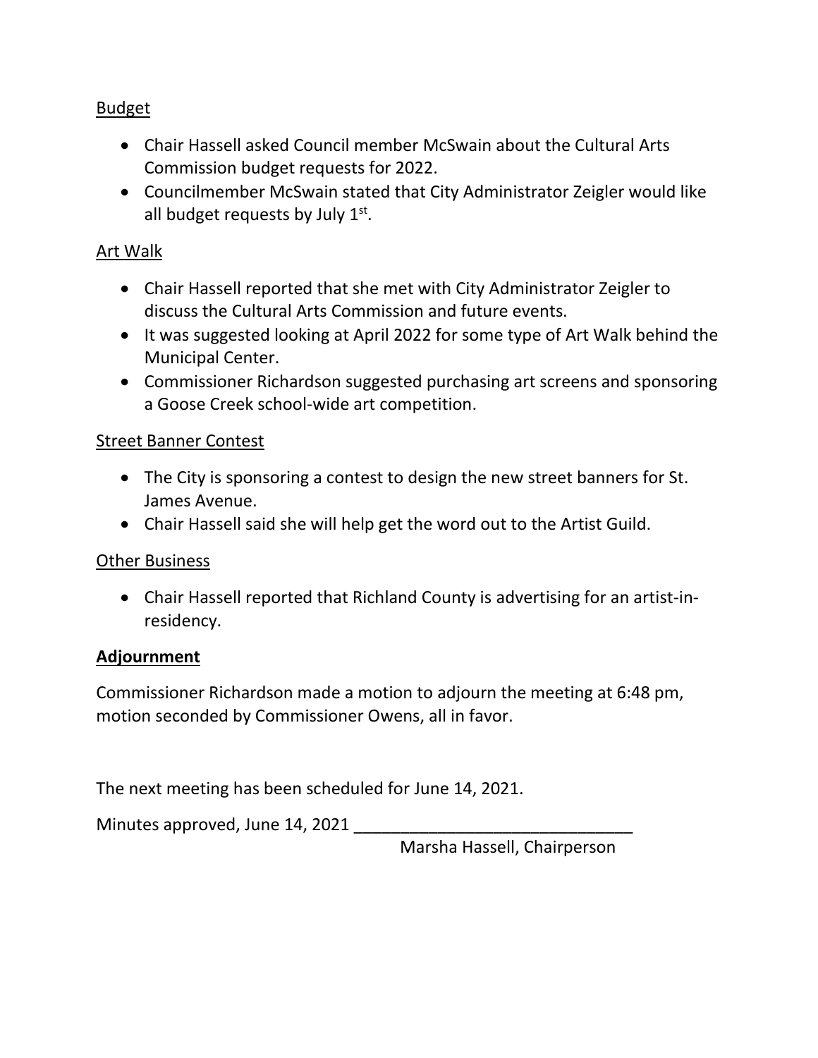<u>Budget</u>

- Chair Hassell asked Council member McSwain about the Cultural Arts Commission budget requests for 2022.
- Councilmember McSwain stated that City Administrator Zeigler would like all budget requests by July 1st.

<u>Art Walk</u>

- Chair Hassell reported that she met with City Administrator Zeigler to discuss the Cultural Arts Commission and future events.
- It was suggested looking at April 2022 for some type of Art Walk behind the Municipal Center.
- Commissioner Richardson suggested purchasing art screens and sponsoring a Goose Creek school-wide art competition.

<u>Street Banner Contest</u>

- The City is sponsoring a contest to design the new street banners for St. James Avenue.
- Chair Hassell said she will help get the word out to the Artist Guild.

<u>Other Business</u>

- Chair Hassell reported that Richland County is advertising for an artist-in-residency.

**<u>Adjournment</u>**

Commissioner Richardson made a motion to adjourn the meeting at 6:48 pm, motion seconded by Commissioner Owens, all in favor.

The next meeting has been scheduled for June 14, 2021.

Minutes approved, June 14, 2021 ______________________________

Marsha Hassell, Chairperson